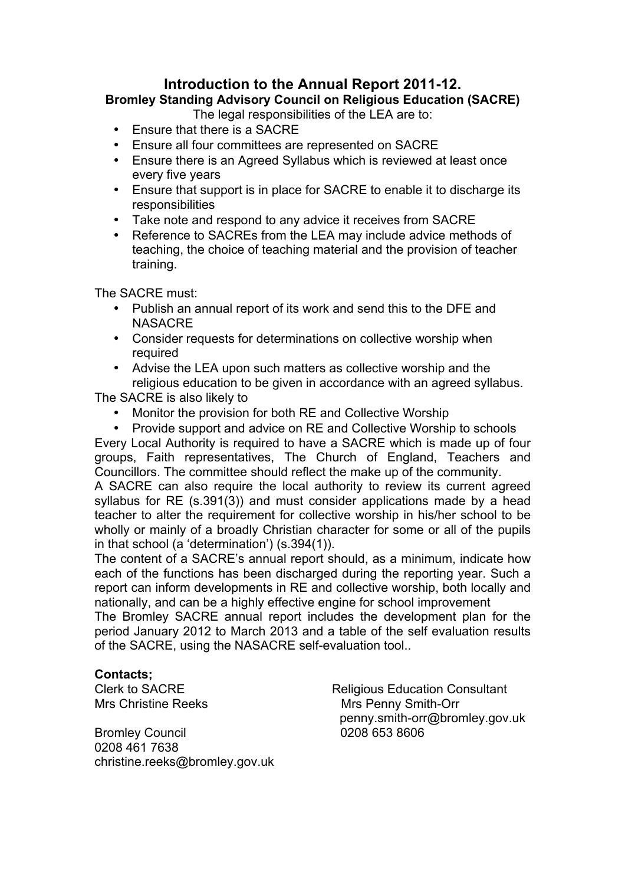# Introduction to the Annual Report 2011-12.

## Bromley Standing Advisory Council on Religious Education (SACRE)

The legal responsibilities of the LEA are to:

- Ensure that there is a SACRE
- Ensure all four committees are represented on SACRE
- Ensure there is an Agreed Syllabus which is reviewed at least once every five years
- Ensure that support is in place for SACRE to enable it to discharge its responsibilities
- Take note and respond to any advice it receives from SACRE
- Reference to SACREs from the LEA may include advice methods of teaching, the choice of teaching material and the provision of teacher training.

The SACRE must:

- Publish an annual report of its work and send this to the DFE and NASACRE
- Consider requests for determinations on collective worship when required
- Advise the LEA upon such matters as collective worship and the religious education to be given in accordance with an agreed syllabus.

The SACRE is also likely to

- Monitor the provision for both RE and Collective Worship
- Provide support and advice on RE and Collective Worship to schools

Every Local Authority is required to have a SACRE which is made up of four groups, Faith representatives, The Church of England, Teachers and Councillors. The committee should reflect the make up of the community.

A SACRE can also require the local authority to review its current agreed syllabus for RE (s.391(3)) and must consider applications made by a head teacher to alter the requirement for collective worship in his/her school to be wholly or mainly of a broadly Christian character for some or all of the pupils in that school (a 'determination') (s.394(1)).

The content of a SACRE's annual report should, as a minimum, indicate how each of the functions has been discharged during the reporting year. Such a report can inform developments in RE and collective worship, both locally and nationally, and can be a highly effective engine for school improvement

The Bromley SACRE annual report includes the development plan for the period January 2012 to March 2013 and a table of the self evaluation results of the SACRE, using the NASACRE self-evaluation tool..

**Contacts;**

Clerk to SACRE
Mrs Christine Reeks

Bromley Council
0208 461 7638
christine.reeks@bromley.gov.uk

Religious Education Consultant
Mrs Penny Smith-Orr
penny.smith-orr@bromley.gov.uk
0208 653 8606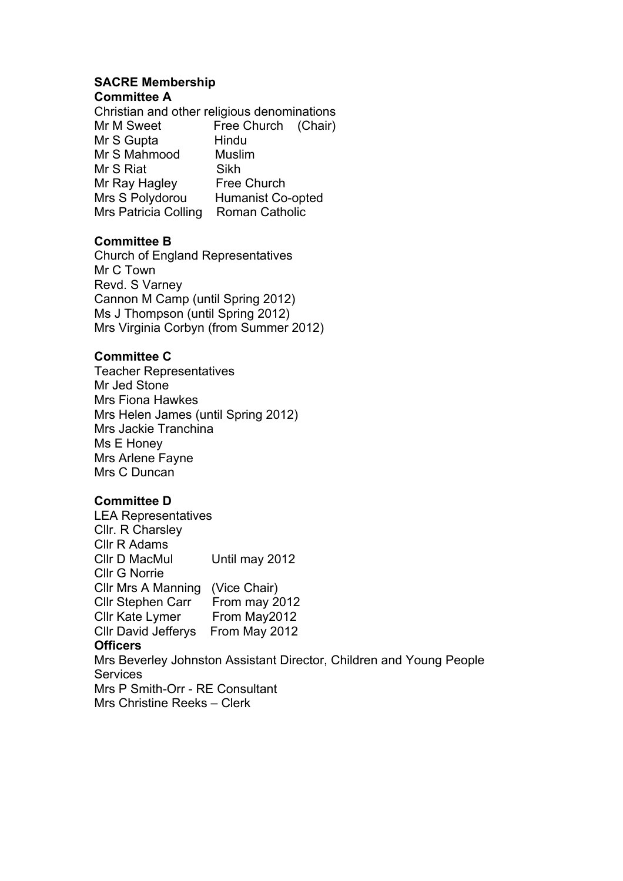**SACRE Membership**

**Committee A**

Christian and other religious denominations

Mr M Sweet Free Church (Chair)
Mr S Gupta Hindu
Mr S Mahmood Muslim
Mr S Riat Sikh
Mr Ray Hagley Free Church
Mrs S Polydorou Humanist Co-opted
Mrs Patricia Colling Roman Catholic

**Committee B**

Church of England Representatives
Mr C Town
Revd. S Varney
Cannon M Camp (until Spring 2012)
Ms J Thompson (until Spring 2012)
Mrs Virginia Corbyn (from Summer 2012)

**Committee C**

Teacher Representatives
Mr Jed Stone
Mrs Fiona Hawkes
Mrs Helen James (until Spring 2012)
Mrs Jackie Tranchina
Ms E Honey
Mrs Arlene Fayne
Mrs C Duncan

**Committee D**

LEA Representatives
Cllr. R Charsley
Cllr R Adams
Cllr D MacMul Until may 2012
Cllr G Norrie
Cllr Mrs A Manning (Vice Chair)
Cllr Stephen Carr From may 2012
Cllr Kate Lymer From May2012
Cllr David Jefferys From May 2012

**Officers**

Mrs Beverley Johnston Assistant Director, Children and Young People Services
Mrs P Smith-Orr - RE Consultant
Mrs Christine Reeks – Clerk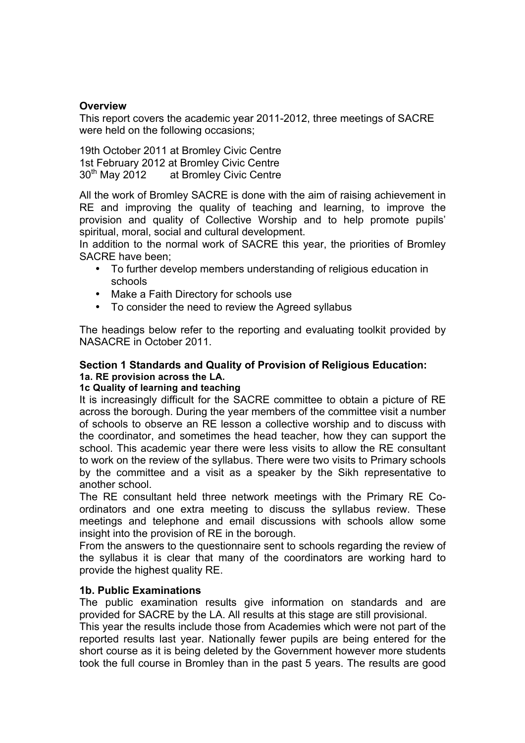**Overview**

This report covers the academic year 2011-2012, three meetings of SACRE were held on the following occasions;

19th October 2011 at Bromley Civic Centre
1st February 2012 at Bromley Civic Centre
30th May 2012 at Bromley Civic Centre

All the work of Bromley SACRE is done with the aim of raising achievement in RE and improving the quality of teaching and learning, to improve the provision and quality of Collective Worship and to help promote pupils' spiritual, moral, social and cultural development.

In addition to the normal work of SACRE this year, the priorities of Bromley SACRE have been;

- To further develop members understanding of religious education in schools
- Make a Faith Directory for schools use
- To consider the need to review the Agreed syllabus

The headings below refer to the reporting and evaluating toolkit provided by NASACRE in October 2011.

**Section 1 Standards and Quality of Provision of Religious Education:**

**1a. RE provision across the LA.**

**1c Quality of learning and teaching**

It is increasingly difficult for the SACRE committee to obtain a picture of RE across the borough. During the year members of the committee visit a number of schools to observe an RE lesson a collective worship and to discuss with the coordinator, and sometimes the head teacher, how they can support the school. This academic year there were less visits to allow the RE consultant to work on the review of the syllabus. There were two visits to Primary schools by the committee and a visit as a speaker by the Sikh representative to another school.

The RE consultant held three network meetings with the Primary RE Co-ordinators and one extra meeting to discuss the syllabus review. These meetings and telephone and email discussions with schools allow some insight into the provision of RE in the borough.

From the answers to the questionnaire sent to schools regarding the review of the syllabus it is clear that many of the coordinators are working hard to provide the highest quality RE.

**1b. Public Examinations**

The public examination results give information on standards and are provided for SACRE by the LA. All results at this stage are still provisional.

This year the results include those from Academies which were not part of the reported results last year. Nationally fewer pupils are being entered for the short course as it is being deleted by the Government however more students took the full course in Bromley than in the past 5 years. The results are good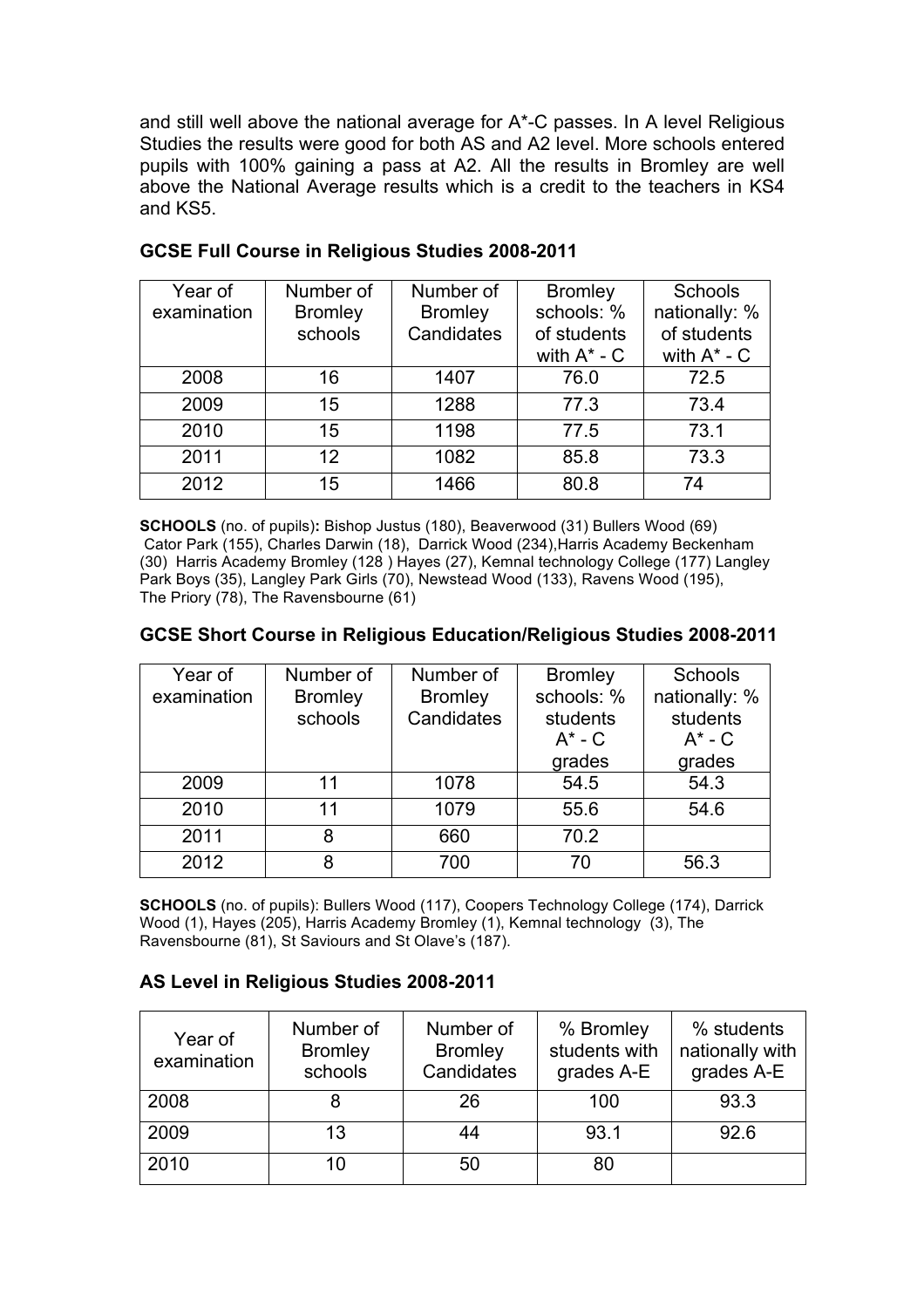and still well above the national average for A*-C passes. In A level Religious Studies the results were good for both AS and A2 level. More schools entered pupils with 100% gaining a pass at A2. All the results in Bromley are well above the National Average results which is a credit to the teachers in KS4 and KS5.

### GCSE Full Course in Religious Studies 2008-2011

| Year of examination | Number of Bromley schools | Number of Bromley Candidates | Bromley schools: % of students with A* - C | Schools nationally: % of students with A* - C |
|---|---|---|---|---|
| 2008 | 16 | 1407 | 76.0 | 72.5 |
| 2009 | 15 | 1288 | 77.3 | 73.4 |
| 2010 | 15 | 1198 | 77.5 | 73.1 |
| 2011 | 12 | 1082 | 85.8 | 73.3 |
| 2012 | 15 | 1466 | 80.8 | 74 |

**SCHOOLS** (no. of pupils)**:** Bishop Justus (180), Beaverwood (31) Bullers Wood (69) Cator Park (155), Charles Darwin (18), Darrick Wood (234),Harris Academy Beckenham (30) Harris Academy Bromley (128 ) Hayes (27), Kemnal technology College (177) Langley Park Boys (35), Langley Park Girls (70), Newstead Wood (133), Ravens Wood (195), The Priory (78), The Ravensbourne (61)

### GCSE Short Course in Religious Education/Religious Studies 2008-2011

| Year of examination | Number of Bromley schools | Number of Bromley Candidates | Bromley schools: % students A* - C grades | Schools nationally: % students A* - C grades |
|---|---|---|---|---|
| 2009 | 11 | 1078 | 54.5 | 54.3 |
| 2010 | 11 | 1079 | 55.6 | 54.6 |
| 2011 | 8 | 660 | 70.2 | |
| 2012 | 8 | 700 | 70 | 56.3 |

**SCHOOLS** (no. of pupils): Bullers Wood (117), Coopers Technology College (174), Darrick Wood (1), Hayes (205), Harris Academy Bromley (1), Kemnal technology (3), The Ravensbourne (81), St Saviours and St Olave's (187).

### AS Level in Religious Studies 2008-2011

| Year of examination | Number of Bromley schools | Number of Bromley Candidates | % Bromley students with grades A-E | % students nationally with grades A-E |
|---|---|---|---|---|
| 2008 | 8 | 26 | 100 | 93.3 |
| 2009 | 13 | 44 | 93.1 | 92.6 |
| 2010 | 10 | 50 | 80 | |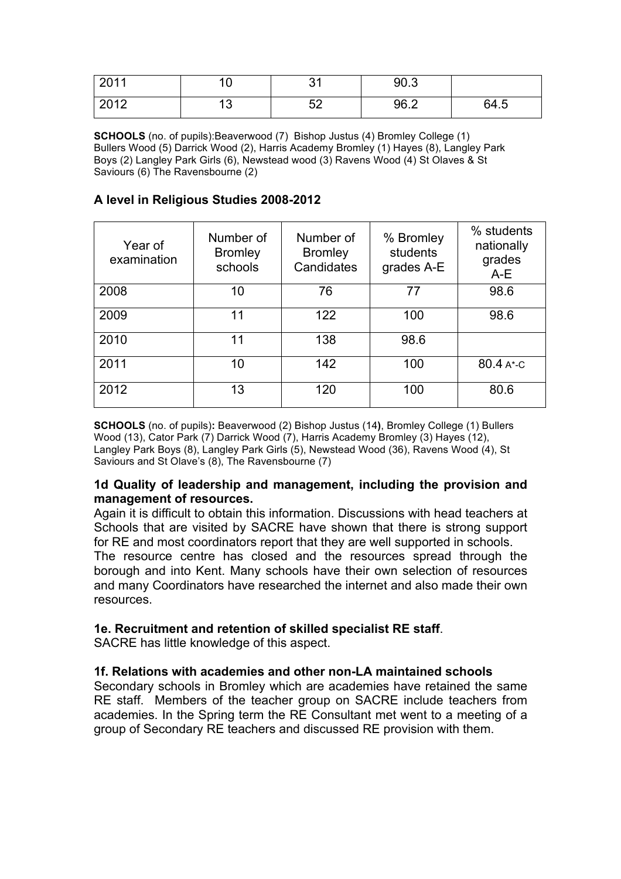| 2011 | 10 | 31 | 90.3 | |
|---|---|---|---|---|
| 2012 | 13 | 52 | 96.2 | 64.5 |

**SCHOOLS** (no. of pupils):Beaverwood (7) Bishop Justus (4) Bromley College (1) Bullers Wood (5) Darrick Wood (2), Harris Academy Bromley (1) Hayes (8), Langley Park Boys (2) Langley Park Girls (6), Newstead wood (3) Ravens Wood (4) St Olaves & St Saviours (6) The Ravensbourne (2)

### A level in Religious Studies 2008-2012

| Year of examination | Number of Bromley schools | Number of Bromley Candidates | % Bromley students grades A-E | % students nationally grades A-E |
|---|---|---|---|---|
| 2008 | 10 | 76 | 77 | 98.6 |
| 2009 | 11 | 122 | 100 | 98.6 |
| 2010 | 11 | 138 | 98.6 | |
| 2011 | 10 | 142 | 100 | 80.4 A*-C |
| 2012 | 13 | 120 | 100 | 80.6 |

**SCHOOLS** (no. of pupils)**:** Beaverwood (2) Bishop Justus (14**)**, Bromley College (1) Bullers Wood (13), Cator Park (7) Darrick Wood (7), Harris Academy Bromley (3) Hayes (12), Langley Park Boys (8), Langley Park Girls (5), Newstead Wood (36), Ravens Wood (4), St Saviours and St Olave's (8), The Ravensbourne (7)

**1d Quality of leadership and management, including the provision and management of resources.**

Again it is difficult to obtain this information. Discussions with head teachers at Schools that are visited by SACRE have shown that there is strong support for RE and most coordinators report that they are well supported in schools.

The resource centre has closed and the resources spread through the borough and into Kent. Many schools have their own selection of resources and many Coordinators have researched the internet and also made their own resources.

**1e. Recruitment and retention of skilled specialist RE staff**.

SACRE has little knowledge of this aspect.

**1f. Relations with academies and other non-LA maintained schools**

Secondary schools in Bromley which are academies have retained the same RE staff. Members of the teacher group on SACRE include teachers from academies. In the Spring term the RE Consultant met went to a meeting of a group of Secondary RE teachers and discussed RE provision with them.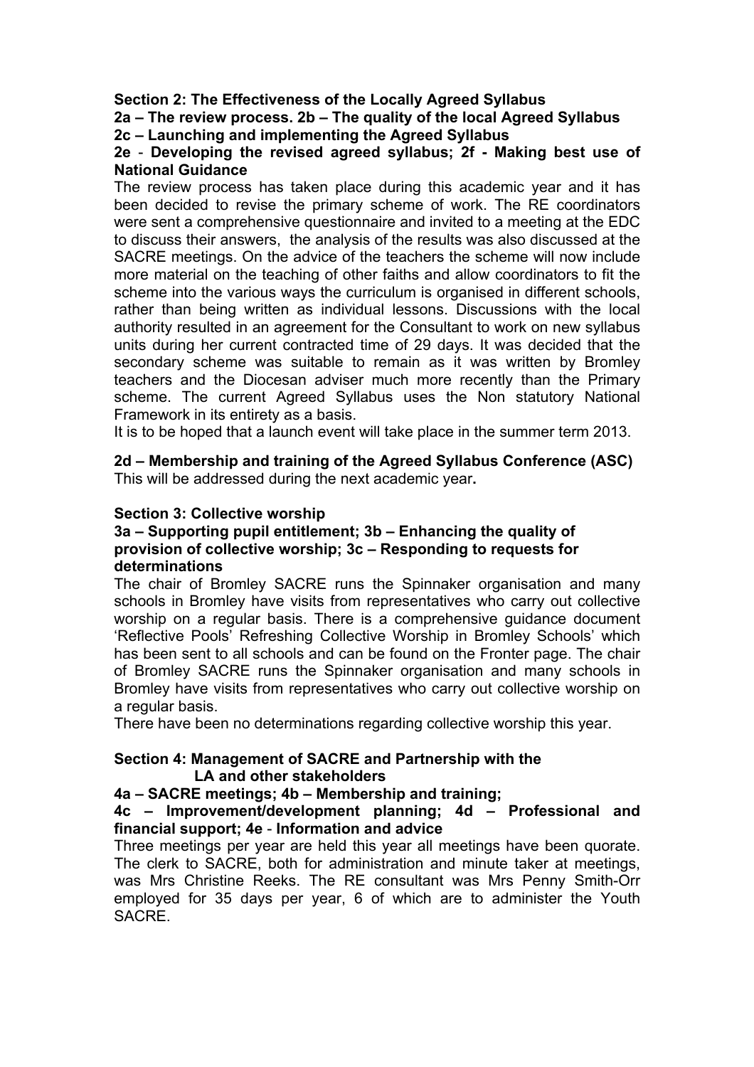**Section 2: The Effectiveness of the Locally Agreed Syllabus**

**2a – The review process. 2b – The quality of the local Agreed Syllabus**

**2c – Launching and implementing the Agreed Syllabus**

**2e - Developing the revised agreed syllabus; 2f - Making best use of National Guidance**

The review process has taken place during this academic year and it has been decided to revise the primary scheme of work. The RE coordinators were sent a comprehensive questionnaire and invited to a meeting at the EDC to discuss their answers, the analysis of the results was also discussed at the SACRE meetings. On the advice of the teachers the scheme will now include more material on the teaching of other faiths and allow coordinators to fit the scheme into the various ways the curriculum is organised in different schools, rather than being written as individual lessons. Discussions with the local authority resulted in an agreement for the Consultant to work on new syllabus units during her current contracted time of 29 days. It was decided that the secondary scheme was suitable to remain as it was written by Bromley teachers and the Diocesan adviser much more recently than the Primary scheme. The current Agreed Syllabus uses the Non statutory National Framework in its entirety as a basis.

It is to be hoped that a launch event will take place in the summer term 2013.

**2d – Membership and training of the Agreed Syllabus Conference (ASC)**

This will be addressed during the next academic year**.**

**Section 3: Collective worship**

**3a – Supporting pupil entitlement; 3b – Enhancing the quality of provision of collective worship; 3c – Responding to requests for determinations**

The chair of Bromley SACRE runs the Spinnaker organisation and many schools in Bromley have visits from representatives who carry out collective worship on a regular basis. There is a comprehensive guidance document 'Reflective Pools' Refreshing Collective Worship in Bromley Schools' which has been sent to all schools and can be found on the Fronter page. The chair of Bromley SACRE runs the Spinnaker organisation and many schools in Bromley have visits from representatives who carry out collective worship on a regular basis.

There have been no determinations regarding collective worship this year.

**Section 4: Management of SACRE and Partnership with the LA and other stakeholders**

**4a – SACRE meetings; 4b – Membership and training;**

**4c – Improvement/development planning; 4d – Professional and financial support; 4e - Information and advice**

Three meetings per year are held this year all meetings have been quorate. The clerk to SACRE, both for administration and minute taker at meetings, was Mrs Christine Reeks. The RE consultant was Mrs Penny Smith-Orr employed for 35 days per year, 6 of which are to administer the Youth SACRE.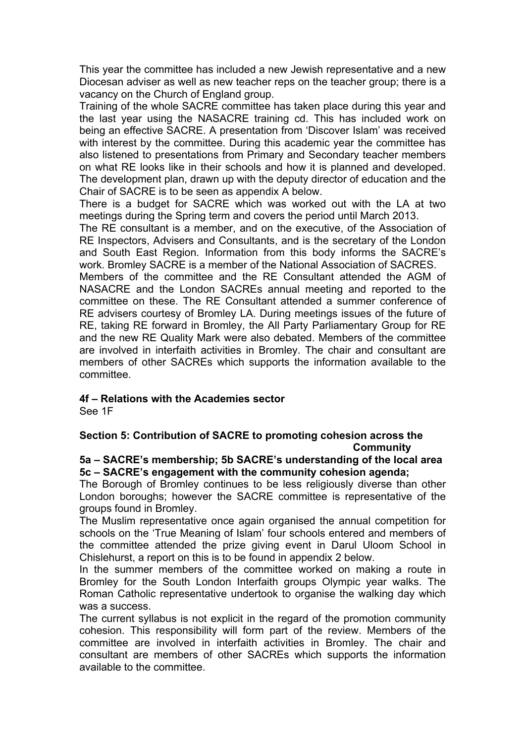This year the committee has included a new Jewish representative and a new Diocesan adviser as well as new teacher reps on the teacher group; there is a vacancy on the Church of England group.

Training of the whole SACRE committee has taken place during this year and the last year using the NASACRE training cd. This has included work on being an effective SACRE. A presentation from 'Discover Islam' was received with interest by the committee. During this academic year the committee has also listened to presentations from Primary and Secondary teacher members on what RE looks like in their schools and how it is planned and developed. The development plan, drawn up with the deputy director of education and the Chair of SACRE is to be seen as appendix A below.

There is a budget for SACRE which was worked out with the LA at two meetings during the Spring term and covers the period until March 2013.

The RE consultant is a member, and on the executive, of the Association of RE Inspectors, Advisers and Consultants, and is the secretary of the London and South East Region. Information from this body informs the SACRE's work. Bromley SACRE is a member of the National Association of SACRES.

Members of the committee and the RE Consultant attended the AGM of NASACRE and the London SACREs annual meeting and reported to the committee on these. The RE Consultant attended a summer conference of RE advisers courtesy of Bromley LA. During meetings issues of the future of RE, taking RE forward in Bromley, the All Party Parliamentary Group for RE and the new RE Quality Mark were also debated. Members of the committee are involved in interfaith activities in Bromley. The chair and consultant are members of other SACREs which supports the information available to the committee.

**4f – Relations with the Academies sector**

See 1F

**Section 5: Contribution of SACRE to promoting cohesion across the Community**

**5a – SACRE's membership; 5b SACRE's understanding of the local area**
**5c – SACRE's engagement with the community cohesion agenda;**

The Borough of Bromley continues to be less religiously diverse than other London boroughs; however the SACRE committee is representative of the groups found in Bromley.

The Muslim representative once again organised the annual competition for schools on the 'True Meaning of Islam' four schools entered and members of the committee attended the prize giving event in Darul Uloom School in Chislehurst, a report on this is to be found in appendix 2 below.

In the summer members of the committee worked on making a route in Bromley for the South London Interfaith groups Olympic year walks. The Roman Catholic representative undertook to organise the walking day which was a success.

The current syllabus is not explicit in the regard of the promotion community cohesion. This responsibility will form part of the review. Members of the committee are involved in interfaith activities in Bromley. The chair and consultant are members of other SACREs which supports the information available to the committee.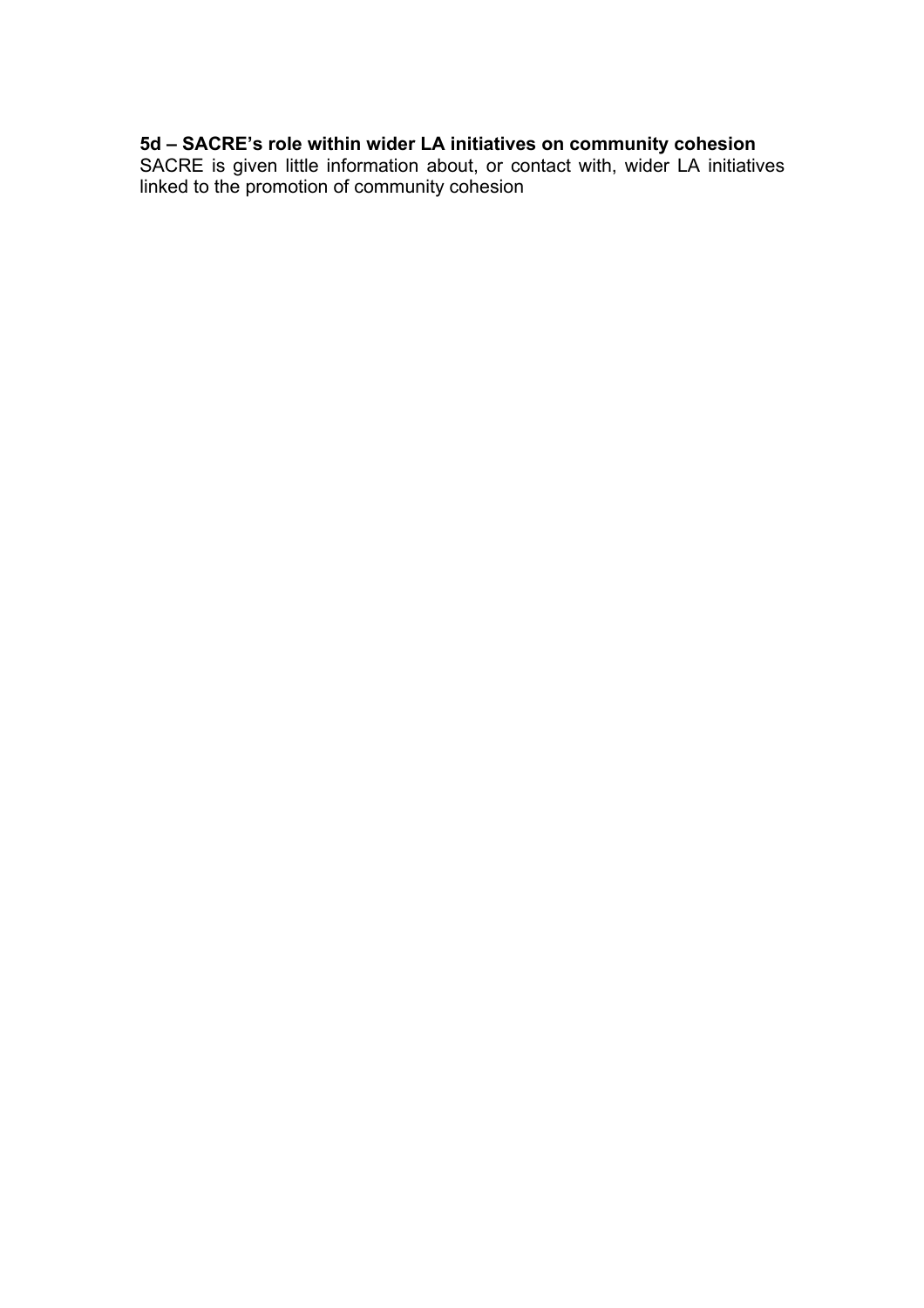**5d – SACRE's role within wider LA initiatives on community cohesion**
SACRE is given little information about, or contact with, wider LA initiatives linked to the promotion of community cohesion